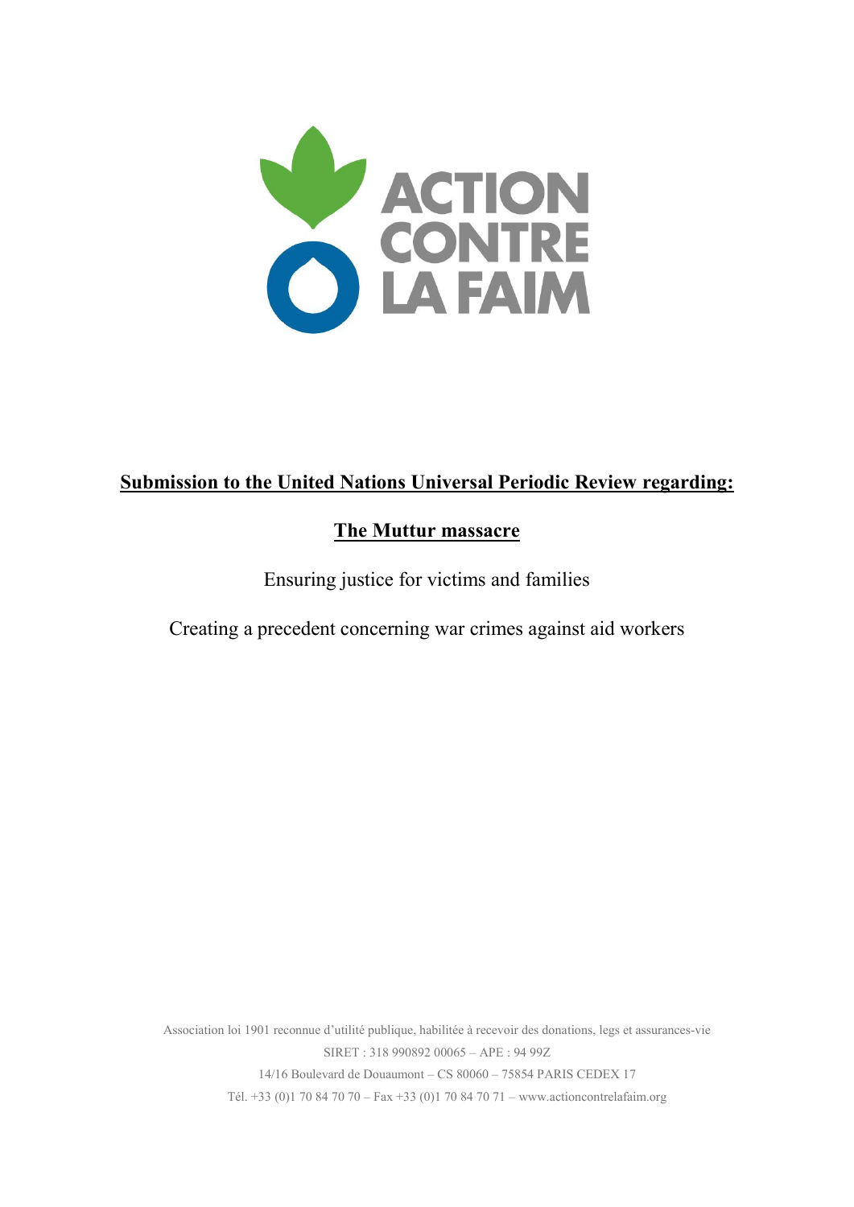ACTION CONTRE LA FAIM

**Submission to the United Nations Universal Periodic Review regarding:**

# The Muttur massacre

Ensuring justice for victims and families

Creating a precedent concerning war crimes against aid workers

Association loi 1901 reconnue d'utilité publique, habilitée à recevoir des donations, legs et assurances-vie
SIRET : 318 990892 00065 – APE : 94 99Z
14/16 Boulevard de Douaumont – CS 80060 – 75854 PARIS CEDEX 17
Tél. +33 (0)1 70 84 70 70 – Fax +33 (0)1 70 84 70 71 – www.actioncontrelafaim.org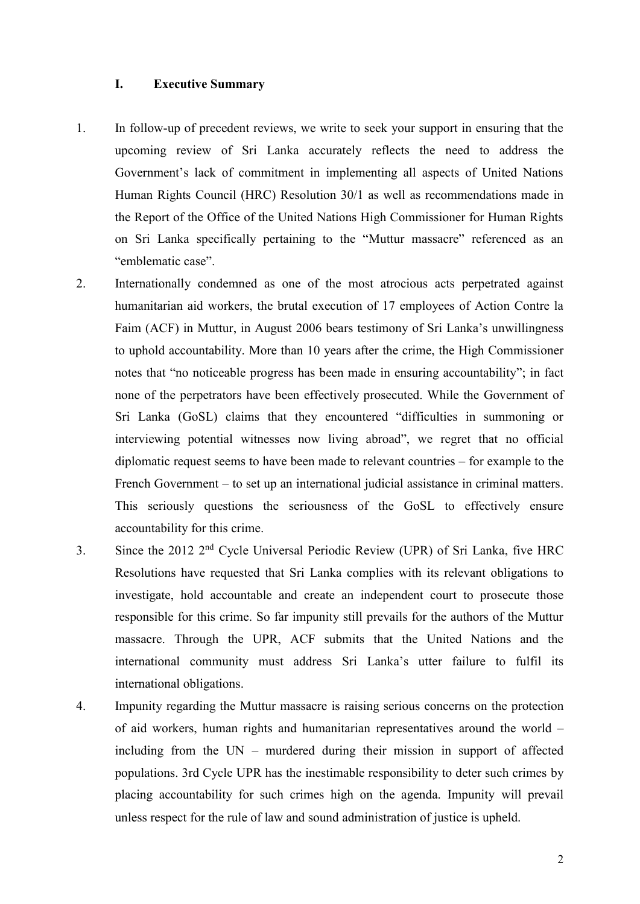## I. Executive Summary

1. In follow-up of precedent reviews, we write to seek your support in ensuring that the upcoming review of Sri Lanka accurately reflects the need to address the Government's lack of commitment in implementing all aspects of United Nations Human Rights Council (HRC) Resolution 30/1 as well as recommendations made in the Report of the Office of the United Nations High Commissioner for Human Rights on Sri Lanka specifically pertaining to the "Muttur massacre" referenced as an "emblematic case".

2. Internationally condemned as one of the most atrocious acts perpetrated against humanitarian aid workers, the brutal execution of 17 employees of Action Contre la Faim (ACF) in Muttur, in August 2006 bears testimony of Sri Lanka's unwillingness to uphold accountability. More than 10 years after the crime, the High Commissioner notes that "no noticeable progress has been made in ensuring accountability"; in fact none of the perpetrators have been effectively prosecuted. While the Government of Sri Lanka (GoSL) claims that they encountered "difficulties in summoning or interviewing potential witnesses now living abroad", we regret that no official diplomatic request seems to have been made to relevant countries – for example to the French Government – to set up an international judicial assistance in criminal matters. This seriously questions the seriousness of the GoSL to effectively ensure accountability for this crime.

3. Since the 2012 2nd Cycle Universal Periodic Review (UPR) of Sri Lanka, five HRC Resolutions have requested that Sri Lanka complies with its relevant obligations to investigate, hold accountable and create an independent court to prosecute those responsible for this crime. So far impunity still prevails for the authors of the Muttur massacre. Through the UPR, ACF submits that the United Nations and the international community must address Sri Lanka's utter failure to fulfil its international obligations.

4. Impunity regarding the Muttur massacre is raising serious concerns on the protection of aid workers, human rights and humanitarian representatives around the world – including from the UN – murdered during their mission in support of affected populations. 3rd Cycle UPR has the inestimable responsibility to deter such crimes by placing accountability for such crimes high on the agenda. Impunity will prevail unless respect for the rule of law and sound administration of justice is upheld.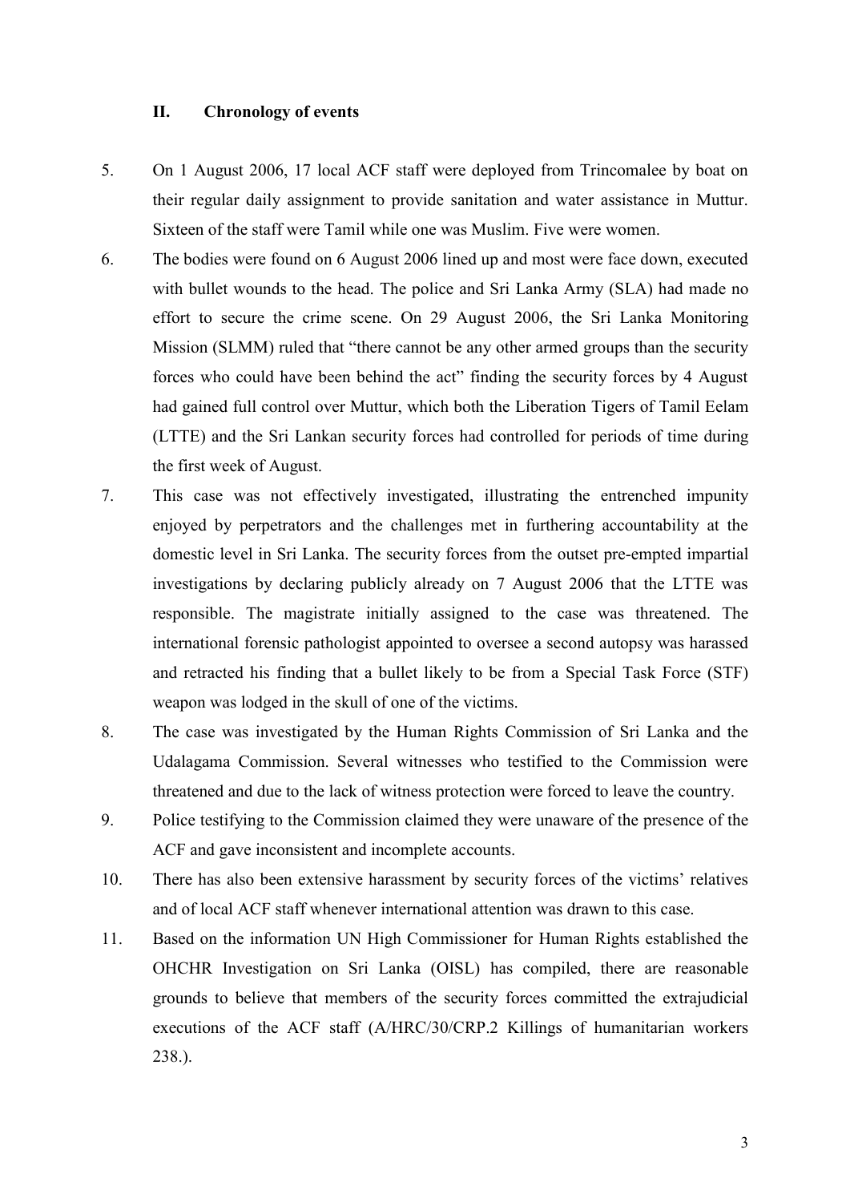## II. Chronology of events

5. On 1 August 2006, 17 local ACF staff were deployed from Trincomalee by boat on their regular daily assignment to provide sanitation and water assistance in Muttur. Sixteen of the staff were Tamil while one was Muslim. Five were women.

6. The bodies were found on 6 August 2006 lined up and most were face down, executed with bullet wounds to the head. The police and Sri Lanka Army (SLA) had made no effort to secure the crime scene. On 29 August 2006, the Sri Lanka Monitoring Mission (SLMM) ruled that "there cannot be any other armed groups than the security forces who could have been behind the act" finding the security forces by 4 August had gained full control over Muttur, which both the Liberation Tigers of Tamil Eelam (LTTE) and the Sri Lankan security forces had controlled for periods of time during the first week of August.

7. This case was not effectively investigated, illustrating the entrenched impunity enjoyed by perpetrators and the challenges met in furthering accountability at the domestic level in Sri Lanka. The security forces from the outset pre-empted impartial investigations by declaring publicly already on 7 August 2006 that the LTTE was responsible. The magistrate initially assigned to the case was threatened. The international forensic pathologist appointed to oversee a second autopsy was harassed and retracted his finding that a bullet likely to be from a Special Task Force (STF) weapon was lodged in the skull of one of the victims.

8. The case was investigated by the Human Rights Commission of Sri Lanka and the Udalagama Commission. Several witnesses who testified to the Commission were threatened and due to the lack of witness protection were forced to leave the country.

9. Police testifying to the Commission claimed they were unaware of the presence of the ACF and gave inconsistent and incomplete accounts.

10. There has also been extensive harassment by security forces of the victims' relatives and of local ACF staff whenever international attention was drawn to this case.

11. Based on the information UN High Commissioner for Human Rights established the OHCHR Investigation on Sri Lanka (OISL) has compiled, there are reasonable grounds to believe that members of the security forces committed the extrajudicial executions of the ACF staff (A/HRC/30/CRP.2 Killings of humanitarian workers 238.).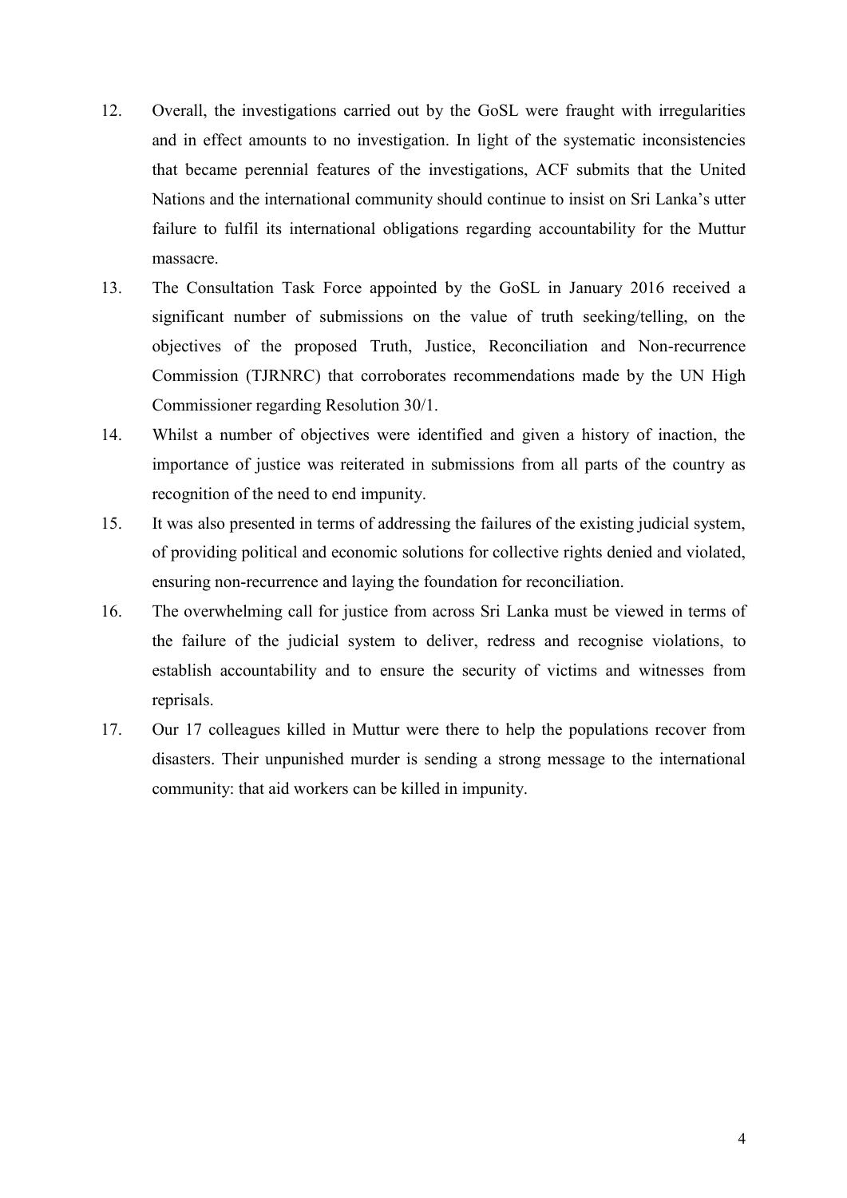12. Overall, the investigations carried out by the GoSL were fraught with irregularities and in effect amounts to no investigation. In light of the systematic inconsistencies that became perennial features of the investigations, ACF submits that the United Nations and the international community should continue to insist on Sri Lanka's utter failure to fulfil its international obligations regarding accountability for the Muttur massacre.

13. The Consultation Task Force appointed by the GoSL in January 2016 received a significant number of submissions on the value of truth seeking/telling, on the objectives of the proposed Truth, Justice, Reconciliation and Non-recurrence Commission (TJRNRC) that corroborates recommendations made by the UN High Commissioner regarding Resolution 30/1.

14. Whilst a number of objectives were identified and given a history of inaction, the importance of justice was reiterated in submissions from all parts of the country as recognition of the need to end impunity.

15. It was also presented in terms of addressing the failures of the existing judicial system, of providing political and economic solutions for collective rights denied and violated, ensuring non-recurrence and laying the foundation for reconciliation.

16. The overwhelming call for justice from across Sri Lanka must be viewed in terms of the failure of the judicial system to deliver, redress and recognise violations, to establish accountability and to ensure the security of victims and witnesses from reprisals.

17. Our 17 colleagues killed in Muttur were there to help the populations recover from disasters. Their unpunished murder is sending a strong message to the international community: that aid workers can be killed in impunity.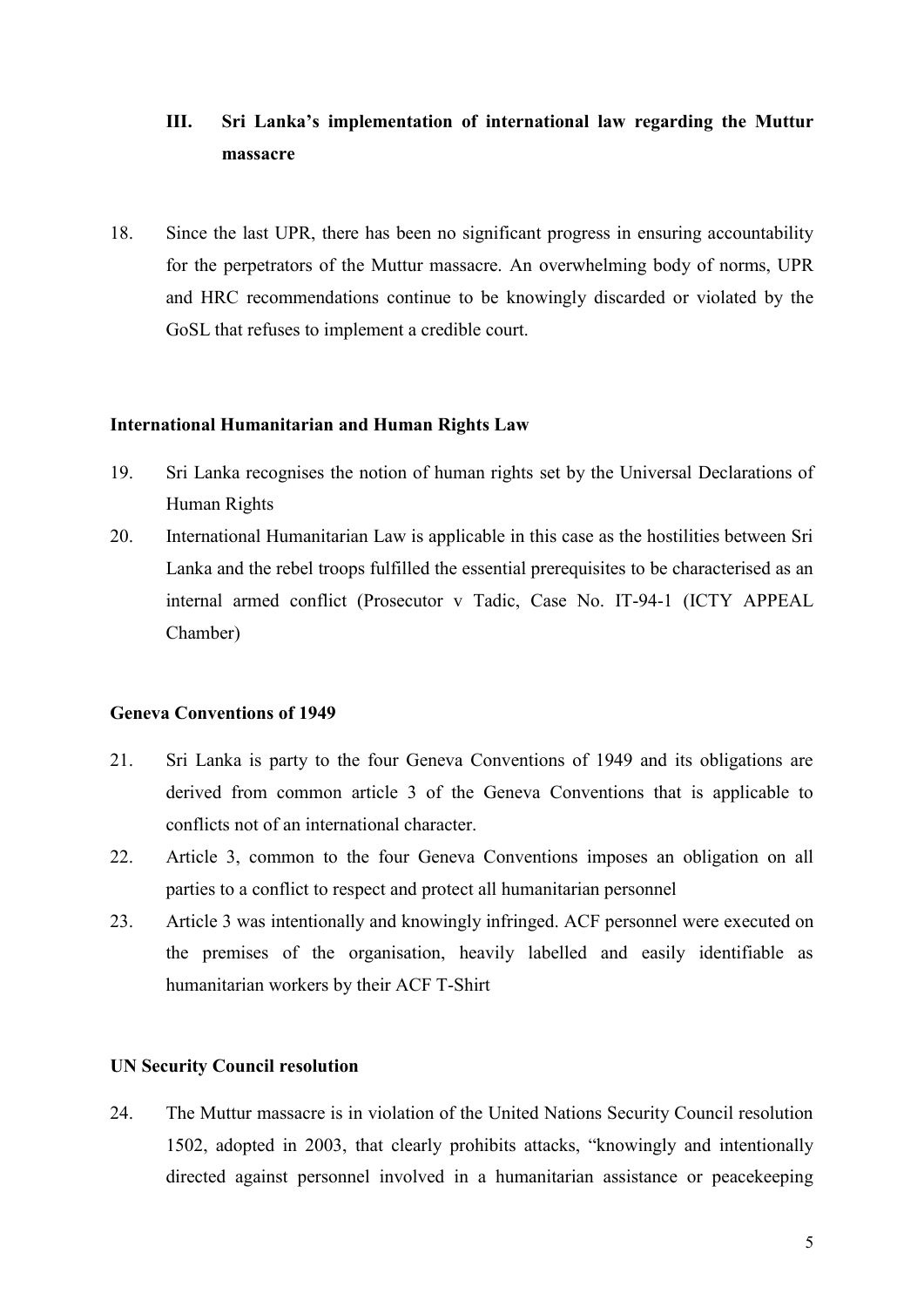## III. Sri Lanka's implementation of international law regarding the Muttur massacre

18. Since the last UPR, there has been no significant progress in ensuring accountability for the perpetrators of the Muttur massacre. An overwhelming body of norms, UPR and HRC recommendations continue to be knowingly discarded or violated by the GoSL that refuses to implement a credible court.

### International Humanitarian and Human Rights Law

19. Sri Lanka recognises the notion of human rights set by the Universal Declarations of Human Rights
20. International Humanitarian Law is applicable in this case as the hostilities between Sri Lanka and the rebel troops fulfilled the essential prerequisites to be characterised as an internal armed conflict (Prosecutor v Tadic, Case No. IT-94-1 (ICTY APPEAL Chamber)

### Geneva Conventions of 1949

21. Sri Lanka is party to the four Geneva Conventions of 1949 and its obligations are derived from common article 3 of the Geneva Conventions that is applicable to conflicts not of an international character.
22. Article 3, common to the four Geneva Conventions imposes an obligation on all parties to a conflict to respect and protect all humanitarian personnel
23. Article 3 was intentionally and knowingly infringed. ACF personnel were executed on the premises of the organisation, heavily labelled and easily identifiable as humanitarian workers by their ACF T-Shirt

### UN Security Council resolution

24. The Muttur massacre is in violation of the United Nations Security Council resolution 1502, adopted in 2003, that clearly prohibits attacks, "knowingly and intentionally directed against personnel involved in a humanitarian assistance or peacekeeping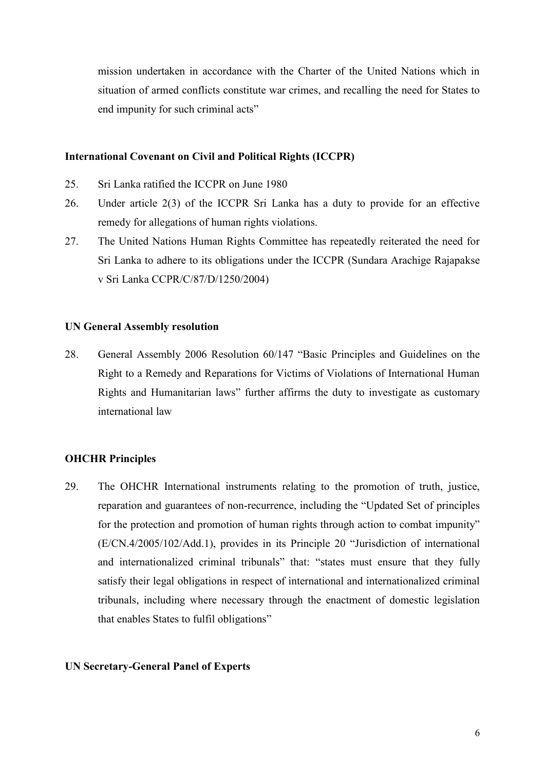mission undertaken in accordance with the Charter of the United Nations which in situation of armed conflicts constitute war crimes, and recalling the need for States to end impunity for such criminal acts"

**International Covenant on Civil and Political Rights (ICCPR)**

25. Sri Lanka ratified the ICCPR on June 1980
26. Under article 2(3) of the ICCPR Sri Lanka has a duty to provide for an effective remedy for allegations of human rights violations.
27. The United Nations Human Rights Committee has repeatedly reiterated the need for Sri Lanka to adhere to its obligations under the ICCPR (Sundara Arachige Rajapakse v Sri Lanka CCPR/C/87/D/1250/2004)

**UN General Assembly resolution**

28. General Assembly 2006 Resolution 60/147 "Basic Principles and Guidelines on the Right to a Remedy and Reparations for Victims of Violations of International Human Rights and Humanitarian laws" further affirms the duty to investigate as customary international law

**OHCHR Principles**

29. The OHCHR International instruments relating to the promotion of truth, justice, reparation and guarantees of non-recurrence, including the "Updated Set of principles for the protection and promotion of human rights through action to combat impunity" (E/CN.4/2005/102/Add.1), provides in its Principle 20 "Jurisdiction of international and internationalized criminal tribunals" that: "states must ensure that they fully satisfy their legal obligations in respect of international and internationalized criminal tribunals, including where necessary through the enactment of domestic legislation that enables States to fulfil obligations"

**UN Secretary-General Panel of Experts**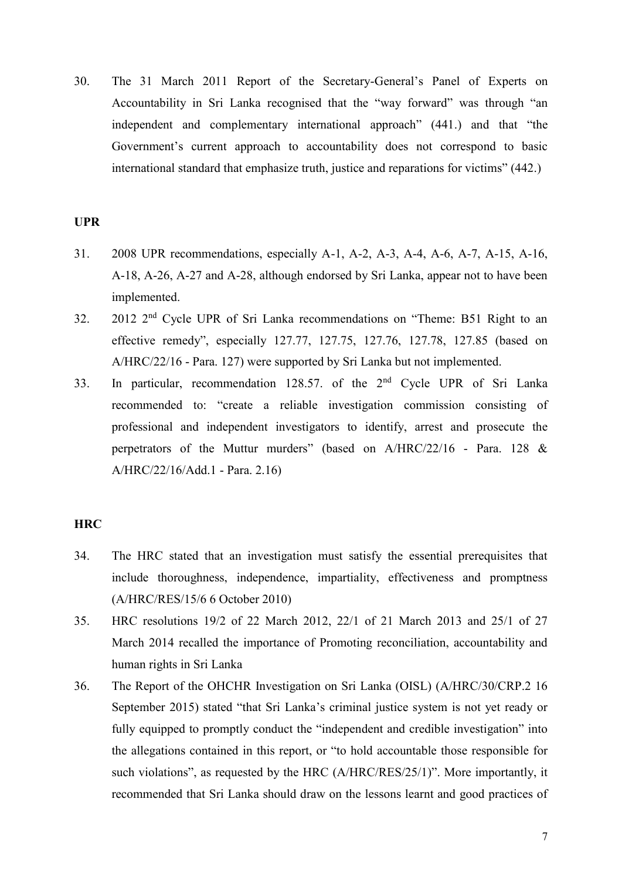30. The 31 March 2011 Report of the Secretary-General's Panel of Experts on Accountability in Sri Lanka recognised that the "way forward" was through "an independent and complementary international approach" (441.) and that "the Government's current approach to accountability does not correspond to basic international standard that emphasize truth, justice and reparations for victims" (442.)

**UPR**

31. 2008 UPR recommendations, especially A-1, A-2, A-3, A-4, A-6, A-7, A-15, A-16, A-18, A-26, A-27 and A-28, although endorsed by Sri Lanka, appear not to have been implemented.

32. 2012 2nd Cycle UPR of Sri Lanka recommendations on "Theme: B51 Right to an effective remedy", especially 127.77, 127.75, 127.76, 127.78, 127.85 (based on A/HRC/22/16 - Para. 127) were supported by Sri Lanka but not implemented.

33. In particular, recommendation 128.57. of the 2nd Cycle UPR of Sri Lanka recommended to: "create a reliable investigation commission consisting of professional and independent investigators to identify, arrest and prosecute the perpetrators of the Muttur murders" (based on A/HRC/22/16 - Para. 128 & A/HRC/22/16/Add.1 - Para. 2.16)

**HRC**

34. The HRC stated that an investigation must satisfy the essential prerequisites that include thoroughness, independence, impartiality, effectiveness and promptness (A/HRC/RES/15/6 6 October 2010)

35. HRC resolutions 19/2 of 22 March 2012, 22/1 of 21 March 2013 and 25/1 of 27 March 2014 recalled the importance of Promoting reconciliation, accountability and human rights in Sri Lanka

36. The Report of the OHCHR Investigation on Sri Lanka (OISL) (A/HRC/30/CRP.2 16 September 2015) stated "that Sri Lanka's criminal justice system is not yet ready or fully equipped to promptly conduct the "independent and credible investigation" into the allegations contained in this report, or "to hold accountable those responsible for such violations", as requested by the HRC (A/HRC/RES/25/1)". More importantly, it recommended that Sri Lanka should draw on the lessons learnt and good practices of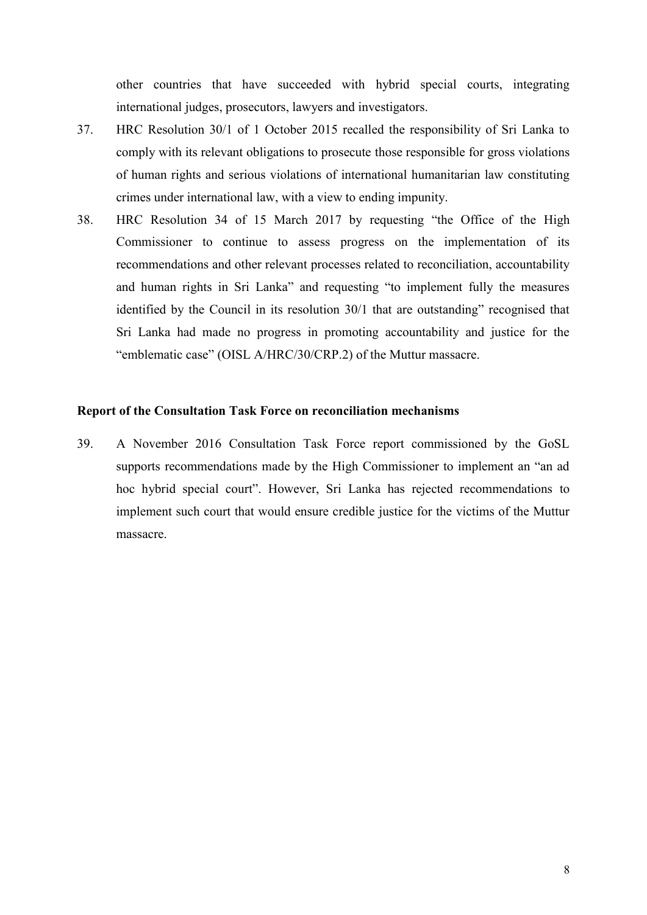other countries that have succeeded with hybrid special courts, integrating international judges, prosecutors, lawyers and investigators.

37. HRC Resolution 30/1 of 1 October 2015 recalled the responsibility of Sri Lanka to comply with its relevant obligations to prosecute those responsible for gross violations of human rights and serious violations of international humanitarian law constituting crimes under international law, with a view to ending impunity.

38. HRC Resolution 34 of 15 March 2017 by requesting "the Office of the High Commissioner to continue to assess progress on the implementation of its recommendations and other relevant processes related to reconciliation, accountability and human rights in Sri Lanka" and requesting "to implement fully the measures identified by the Council in its resolution 30/1 that are outstanding" recognised that Sri Lanka had made no progress in promoting accountability and justice for the "emblematic case" (OISL A/HRC/30/CRP.2) of the Muttur massacre.

**Report of the Consultation Task Force on reconciliation mechanisms**

39. A November 2016 Consultation Task Force report commissioned by the GoSL supports recommendations made by the High Commissioner to implement an "an ad hoc hybrid special court". However, Sri Lanka has rejected recommendations to implement such court that would ensure credible justice for the victims of the Muttur massacre.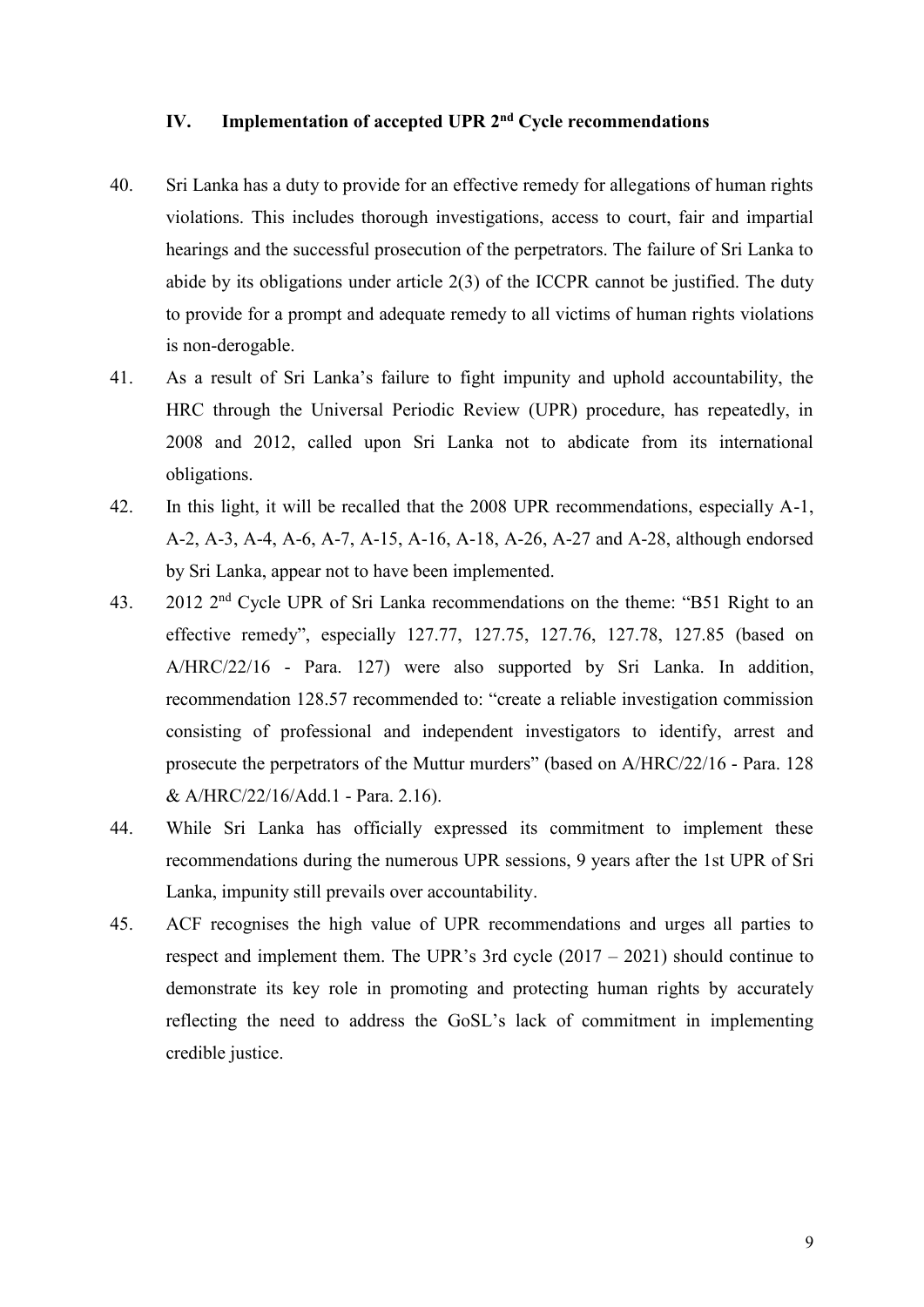## IV. Implementation of accepted UPR 2nd Cycle recommendations

40. Sri Lanka has a duty to provide for an effective remedy for allegations of human rights violations. This includes thorough investigations, access to court, fair and impartial hearings and the successful prosecution of the perpetrators. The failure of Sri Lanka to abide by its obligations under article 2(3) of the ICCPR cannot be justified. The duty to provide for a prompt and adequate remedy to all victims of human rights violations is non-derogable.

41. As a result of Sri Lanka's failure to fight impunity and uphold accountability, the HRC through the Universal Periodic Review (UPR) procedure, has repeatedly, in 2008 and 2012, called upon Sri Lanka not to abdicate from its international obligations.

42. In this light, it will be recalled that the 2008 UPR recommendations, especially A-1, A-2, A-3, A-4, A-6, A-7, A-15, A-16, A-18, A-26, A-27 and A-28, although endorsed by Sri Lanka, appear not to have been implemented.

43. 2012 2nd Cycle UPR of Sri Lanka recommendations on the theme: "B51 Right to an effective remedy", especially 127.77, 127.75, 127.76, 127.78, 127.85 (based on A/HRC/22/16 - Para. 127) were also supported by Sri Lanka. In addition, recommendation 128.57 recommended to: "create a reliable investigation commission consisting of professional and independent investigators to identify, arrest and prosecute the perpetrators of the Muttur murders" (based on A/HRC/22/16 - Para. 128 & A/HRC/22/16/Add.1 - Para. 2.16).

44. While Sri Lanka has officially expressed its commitment to implement these recommendations during the numerous UPR sessions, 9 years after the 1st UPR of Sri Lanka, impunity still prevails over accountability.

45. ACF recognises the high value of UPR recommendations and urges all parties to respect and implement them. The UPR's 3rd cycle (2017 – 2021) should continue to demonstrate its key role in promoting and protecting human rights by accurately reflecting the need to address the GoSL's lack of commitment in implementing credible justice.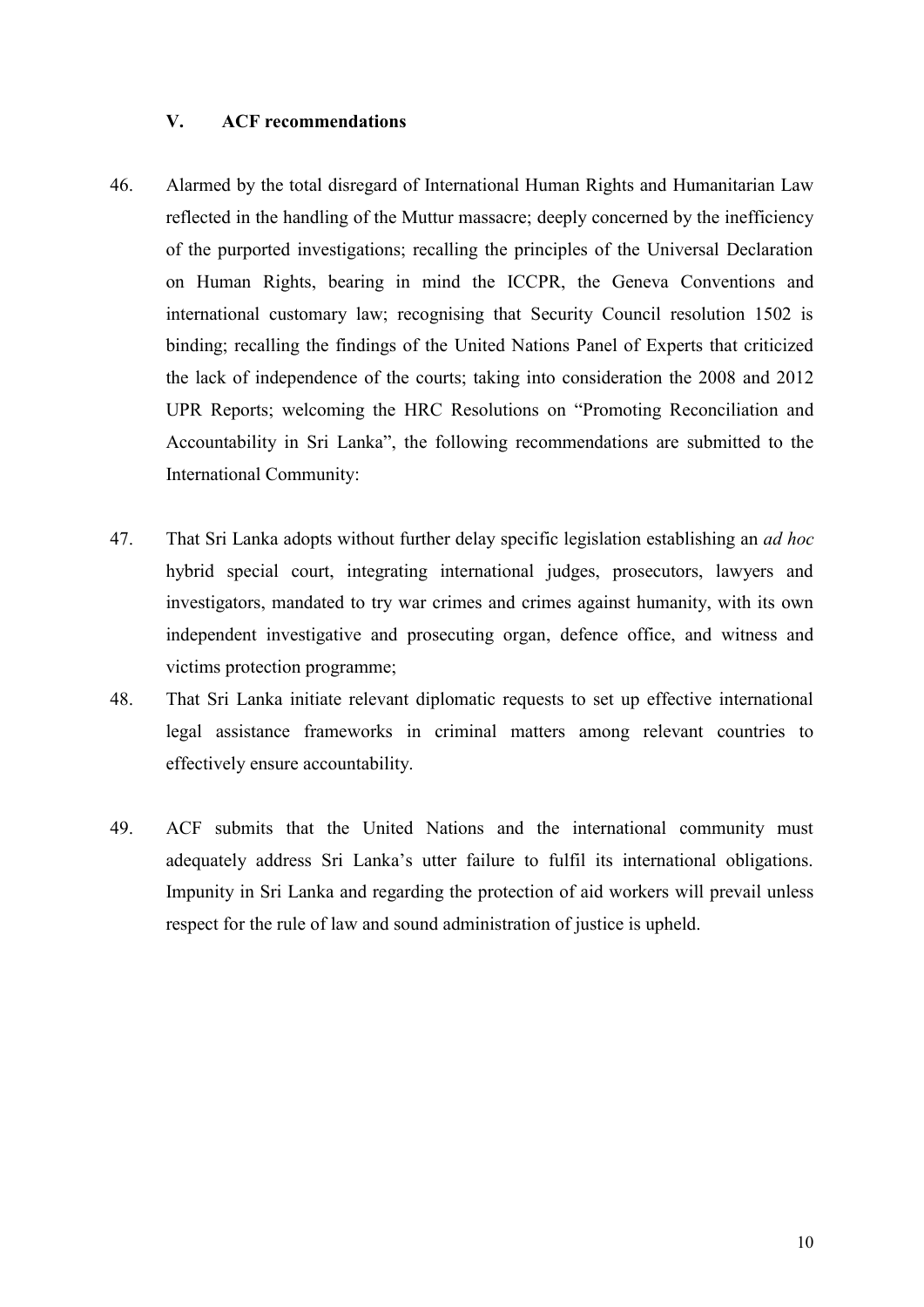## V. ACF recommendations

46. Alarmed by the total disregard of International Human Rights and Humanitarian Law reflected in the handling of the Muttur massacre; deeply concerned by the inefficiency of the purported investigations; recalling the principles of the Universal Declaration on Human Rights, bearing in mind the ICCPR, the Geneva Conventions and international customary law; recognising that Security Council resolution 1502 is binding; recalling the findings of the United Nations Panel of Experts that criticized the lack of independence of the courts; taking into consideration the 2008 and 2012 UPR Reports; welcoming the HRC Resolutions on "Promoting Reconciliation and Accountability in Sri Lanka", the following recommendations are submitted to the International Community:

47. That Sri Lanka adopts without further delay specific legislation establishing an *ad hoc* hybrid special court, integrating international judges, prosecutors, lawyers and investigators, mandated to try war crimes and crimes against humanity, with its own independent investigative and prosecuting organ, defence office, and witness and victims protection programme;

48. That Sri Lanka initiate relevant diplomatic requests to set up effective international legal assistance frameworks in criminal matters among relevant countries to effectively ensure accountability.

49. ACF submits that the United Nations and the international community must adequately address Sri Lanka's utter failure to fulfil its international obligations. Impunity in Sri Lanka and regarding the protection of aid workers will prevail unless respect for the rule of law and sound administration of justice is upheld.